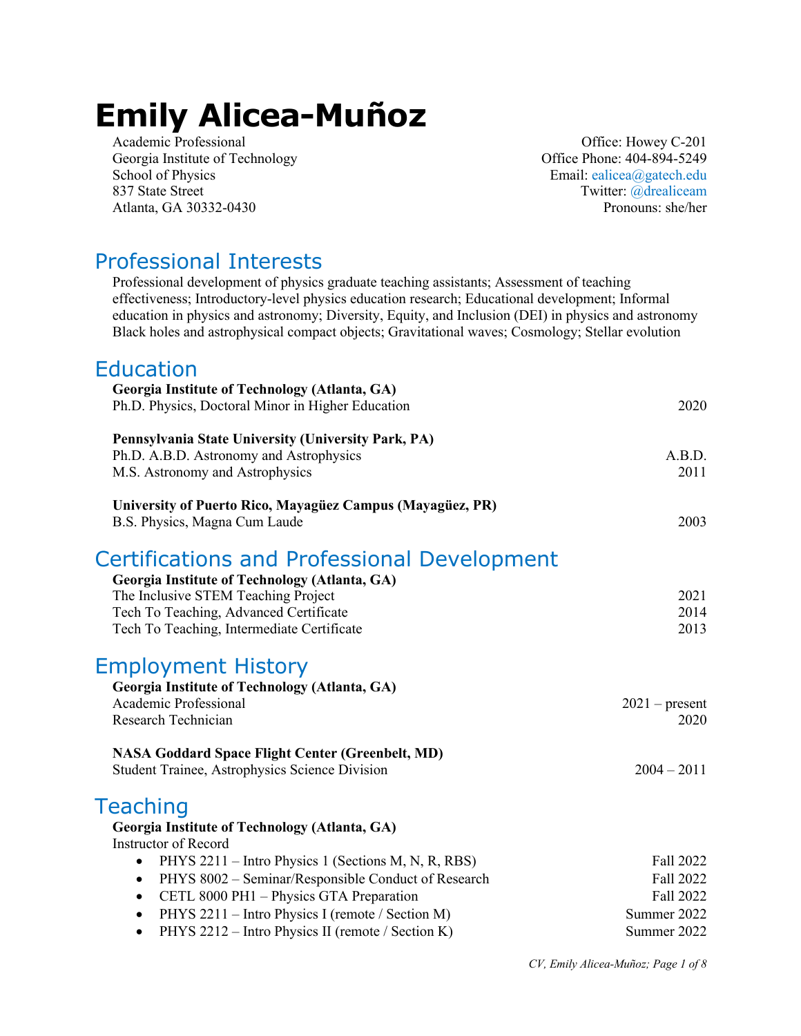# Emily Alicea-Muñoz

Academic Professional
Georgia Institute of Technology
School of Physics
837 State Street
Atlanta, GA 30332-0430

Office: Howey C-201
Office Phone: 404-894-5249
Email: ealicea@gatech.edu
Twitter: @drealiceam
Pronouns: she/her

## Professional Interests

Professional development of physics graduate teaching assistants; Assessment of teaching effectiveness; Introductory-level physics education research; Educational development; Informal education in physics and astronomy; Diversity, Equity, and Inclusion (DEI) in physics and astronomy
Black holes and astrophysical compact objects; Gravitational waves; Cosmology; Stellar evolution

## Education

**Georgia Institute of Technology (Atlanta, GA)**
Ph.D. Physics, Doctoral Minor in Higher Education — 2020

**Pennsylvania State University (University Park, PA)**
Ph.D. A.B.D. Astronomy and Astrophysics — A.B.D.
M.S. Astronomy and Astrophysics — 2011

**University of Puerto Rico, Mayagüez Campus (Mayagüez, PR)**
B.S. Physics, Magna Cum Laude — 2003

## Certifications and Professional Development

**Georgia Institute of Technology (Atlanta, GA)**
The Inclusive STEM Teaching Project — 2021
Tech To Teaching, Advanced Certificate — 2014
Tech To Teaching, Intermediate Certificate — 2013

## Employment History

**Georgia Institute of Technology (Atlanta, GA)**
Academic Professional — 2021 – present
Research Technician — 2020

**NASA Goddard Space Flight Center (Greenbelt, MD)**
Student Trainee, Astrophysics Science Division — 2004 – 2011

## Teaching

**Georgia Institute of Technology (Atlanta, GA)**
Instructor of Record

- PHYS 2211 – Intro Physics 1 (Sections M, N, R, RBS) — Fall 2022
- PHYS 8002 – Seminar/Responsible Conduct of Research — Fall 2022
- CETL 8000 PH1 – Physics GTA Preparation — Fall 2022
- PHYS 2211 – Intro Physics I (remote / Section M) — Summer 2022
- PHYS 2212 – Intro Physics II (remote / Section K) — Summer 2022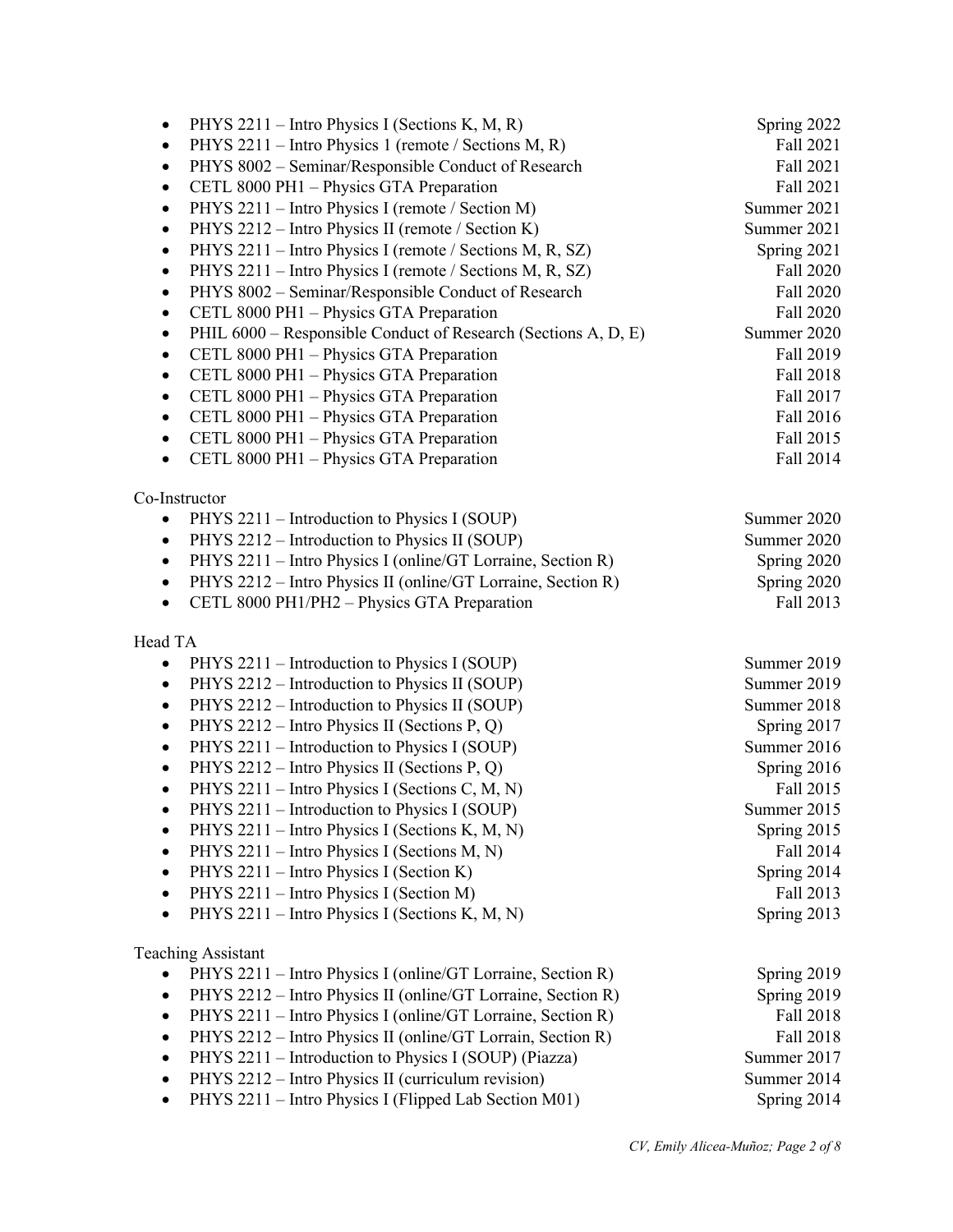- PHYS 2211 – Intro Physics I (Sections K, M, R) Spring 2022
- PHYS 2211 – Intro Physics 1 (remote / Sections M, R) Fall 2021
- PHYS 8002 – Seminar/Responsible Conduct of Research Fall 2021
- CETL 8000 PH1 – Physics GTA Preparation Fall 2021
- PHYS 2211 – Intro Physics I (remote / Section M) Summer 2021
- PHYS 2212 – Intro Physics II (remote / Section K) Summer 2021
- PHYS 2211 – Intro Physics I (remote / Sections M, R, SZ) Spring 2021
- PHYS 2211 – Intro Physics I (remote / Sections M, R, SZ) Fall 2020
- PHYS 8002 – Seminar/Responsible Conduct of Research Fall 2020
- CETL 8000 PH1 – Physics GTA Preparation Fall 2020
- PHIL 6000 – Responsible Conduct of Research (Sections A, D, E) Summer 2020
- CETL 8000 PH1 – Physics GTA Preparation Fall 2019
- CETL 8000 PH1 – Physics GTA Preparation Fall 2018
- CETL 8000 PH1 – Physics GTA Preparation Fall 2017
- CETL 8000 PH1 – Physics GTA Preparation Fall 2016
- CETL 8000 PH1 – Physics GTA Preparation Fall 2015
- CETL 8000 PH1 – Physics GTA Preparation Fall 2014

Co-Instructor

- PHYS 2211 – Introduction to Physics I (SOUP) Summer 2020
- PHYS 2212 – Introduction to Physics II (SOUP) Summer 2020
- PHYS 2211 – Intro Physics I (online/GT Lorraine, Section R) Spring 2020
- PHYS 2212 – Intro Physics II (online/GT Lorraine, Section R) Spring 2020
- CETL 8000 PH1/PH2 – Physics GTA Preparation Fall 2013

Head TA

- PHYS 2211 – Introduction to Physics I (SOUP) Summer 2019
- PHYS 2212 – Introduction to Physics II (SOUP) Summer 2019
- PHYS 2212 – Introduction to Physics II (SOUP) Summer 2018
- PHYS 2212 – Intro Physics II (Sections P, Q) Spring 2017
- PHYS 2211 – Introduction to Physics I (SOUP) Summer 2016
- PHYS 2212 – Intro Physics II (Sections P, Q) Spring 2016
- PHYS 2211 – Intro Physics I (Sections C, M, N) Fall 2015
- PHYS 2211 – Introduction to Physics I (SOUP) Summer 2015
- PHYS 2211 – Intro Physics I (Sections K, M, N) Spring 2015
- PHYS 2211 – Intro Physics I (Sections M, N) Fall 2014
- PHYS 2211 – Intro Physics I (Section K) Spring 2014
- PHYS 2211 – Intro Physics I (Section M) Fall 2013
- PHYS 2211 – Intro Physics I (Sections K, M, N) Spring 2013

Teaching Assistant

- PHYS 2211 – Intro Physics I (online/GT Lorraine, Section R) Spring 2019
- PHYS 2212 – Intro Physics II (online/GT Lorraine, Section R) Spring 2019
- PHYS 2211 – Intro Physics I (online/GT Lorraine, Section R) Fall 2018
- PHYS 2212 – Intro Physics II (online/GT Lorrain, Section R) Fall 2018
- PHYS 2211 – Introduction to Physics I (SOUP) (Piazza) Summer 2017
- PHYS 2212 – Intro Physics II (curriculum revision) Summer 2014
- PHYS 2211 – Intro Physics I (Flipped Lab Section M01) Spring 2014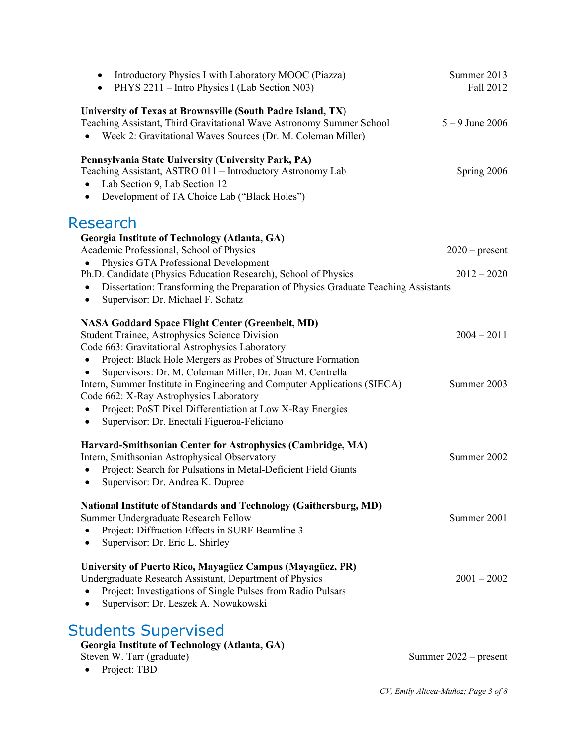- Introductory Physics I with Laboratory MOOC (Piazza) — Summer 2013
- PHYS 2211 – Intro Physics I (Lab Section N03) — Fall 2012

**University of Texas at Brownsville (South Padre Island, TX)**
Teaching Assistant, Third Gravitational Wave Astronomy Summer School — 5 – 9 June 2006

- Week 2: Gravitational Waves Sources (Dr. M. Coleman Miller)

**Pennsylvania State University (University Park, PA)**
Teaching Assistant, ASTRO 011 – Introductory Astronomy Lab — Spring 2006

- Lab Section 9, Lab Section 12
- Development of TA Choice Lab ("Black Holes")

## Research

**Georgia Institute of Technology (Atlanta, GA)**
Academic Professional, School of Physics — 2020 – present

- Physics GTA Professional Development

Ph.D. Candidate (Physics Education Research), School of Physics — 2012 – 2020

- Dissertation: Transforming the Preparation of Physics Graduate Teaching Assistants
- Supervisor: Dr. Michael F. Schatz

**NASA Goddard Space Flight Center (Greenbelt, MD)**
Student Trainee, Astrophysics Science Division — 2004 – 2011
Code 663: Gravitational Astrophysics Laboratory

- Project: Black Hole Mergers as Probes of Structure Formation
- Supervisors: Dr. M. Coleman Miller, Dr. Joan M. Centrella

Intern, Summer Institute in Engineering and Computer Applications (SIECA) — Summer 2003
Code 662: X-Ray Astrophysics Laboratory

- Project: PoST Pixel Differentiation at Low X-Ray Energies
- Supervisor: Dr. Enectalí Figueroa-Feliciano

**Harvard-Smithsonian Center for Astrophysics (Cambridge, MA)**
Intern, Smithsonian Astrophysical Observatory — Summer 2002

- Project: Search for Pulsations in Metal-Deficient Field Giants
- Supervisor: Dr. Andrea K. Dupree

**National Institute of Standards and Technology (Gaithersburg, MD)**
Summer Undergraduate Research Fellow — Summer 2001

- Project: Diffraction Effects in SURF Beamline 3
- Supervisor: Dr. Eric L. Shirley

**University of Puerto Rico, Mayagüez Campus (Mayagüez, PR)**
Undergraduate Research Assistant, Department of Physics — 2001 – 2002

- Project: Investigations of Single Pulses from Radio Pulsars
- Supervisor: Dr. Leszek A. Nowakowski

## Students Supervised

**Georgia Institute of Technology (Atlanta, GA)**
Steven W. Tarr (graduate) — Summer 2022 – present

- Project: TBD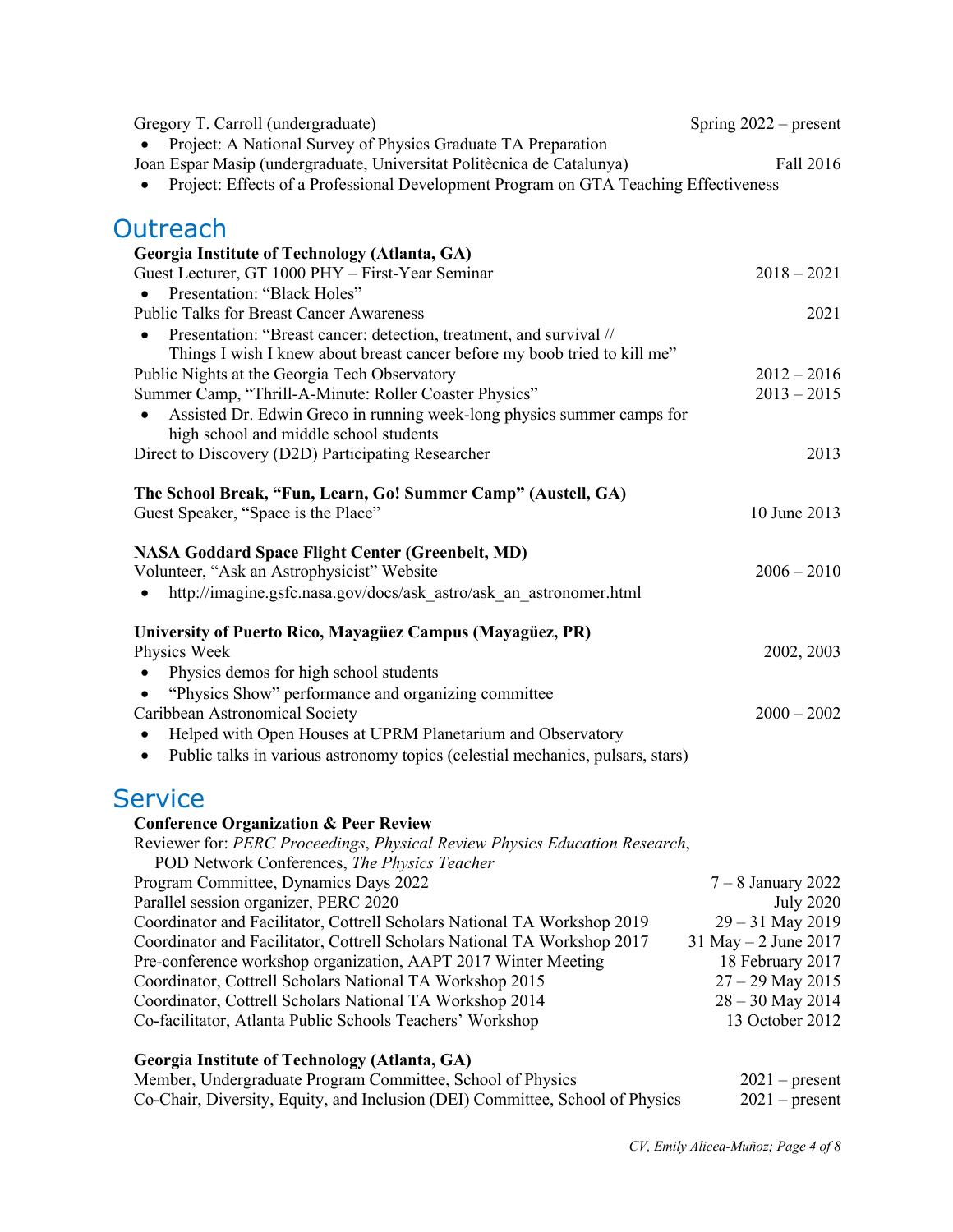Gregory T. Carroll (undergraduate) — Spring 2022 – present

- Project: A National Survey of Physics Graduate TA Preparation

Joan Espar Masip (undergraduate, Universitat Politècnica de Catalunya) — Fall 2016

- Project: Effects of a Professional Development Program on GTA Teaching Effectiveness

## Outreach

**Georgia Institute of Technology (Atlanta, GA)**

Guest Lecturer, GT 1000 PHY – First-Year Seminar — 2018 – 2021

- Presentation: "Black Holes"

Public Talks for Breast Cancer Awareness — 2021

- Presentation: "Breast cancer: detection, treatment, and survival // Things I wish I knew about breast cancer before my boob tried to kill me"

Public Nights at the Georgia Tech Observatory — 2012 – 2016

Summer Camp, "Thrill-A-Minute: Roller Coaster Physics" — 2013 – 2015

- Assisted Dr. Edwin Greco in running week-long physics summer camps for high school and middle school students

Direct to Discovery (D2D) Participating Researcher — 2013

**The School Break, "Fun, Learn, Go! Summer Camp" (Austell, GA)**

Guest Speaker, "Space is the Place" — 10 June 2013

**NASA Goddard Space Flight Center (Greenbelt, MD)**

Volunteer, "Ask an Astrophysicist" Website — 2006 – 2010

- http://imagine.gsfc.nasa.gov/docs/ask_astro/ask_an_astronomer.html

**University of Puerto Rico, Mayagüez Campus (Mayagüez, PR)**

Physics Week — 2002, 2003

- Physics demos for high school students
- "Physics Show" performance and organizing committee

Caribbean Astronomical Society — 2000 – 2002

- Helped with Open Houses at UPRM Planetarium and Observatory
- Public talks in various astronomy topics (celestial mechanics, pulsars, stars)

## Service

**Conference Organization & Peer Review**

Reviewer for: *PERC Proceedings*, *Physical Review Physics Education Research*, POD Network Conferences, *The Physics Teacher*

Program Committee, Dynamics Days 2022 — 7 – 8 January 2022

Parallel session organizer, PERC 2020 — July 2020

Coordinator and Facilitator, Cottrell Scholars National TA Workshop 2019 — 29 – 31 May 2019

Coordinator and Facilitator, Cottrell Scholars National TA Workshop 2017 — 31 May – 2 June 2017

Pre-conference workshop organization, AAPT 2017 Winter Meeting — 18 February 2017

Coordinator, Cottrell Scholars National TA Workshop 2015 — 27 – 29 May 2015

Coordinator, Cottrell Scholars National TA Workshop 2014 — 28 – 30 May 2014

Co-facilitator, Atlanta Public Schools Teachers' Workshop — 13 October 2012

**Georgia Institute of Technology (Atlanta, GA)**

Member, Undergraduate Program Committee, School of Physics — 2021 – present

Co-Chair, Diversity, Equity, and Inclusion (DEI) Committee, School of Physics — 2021 – present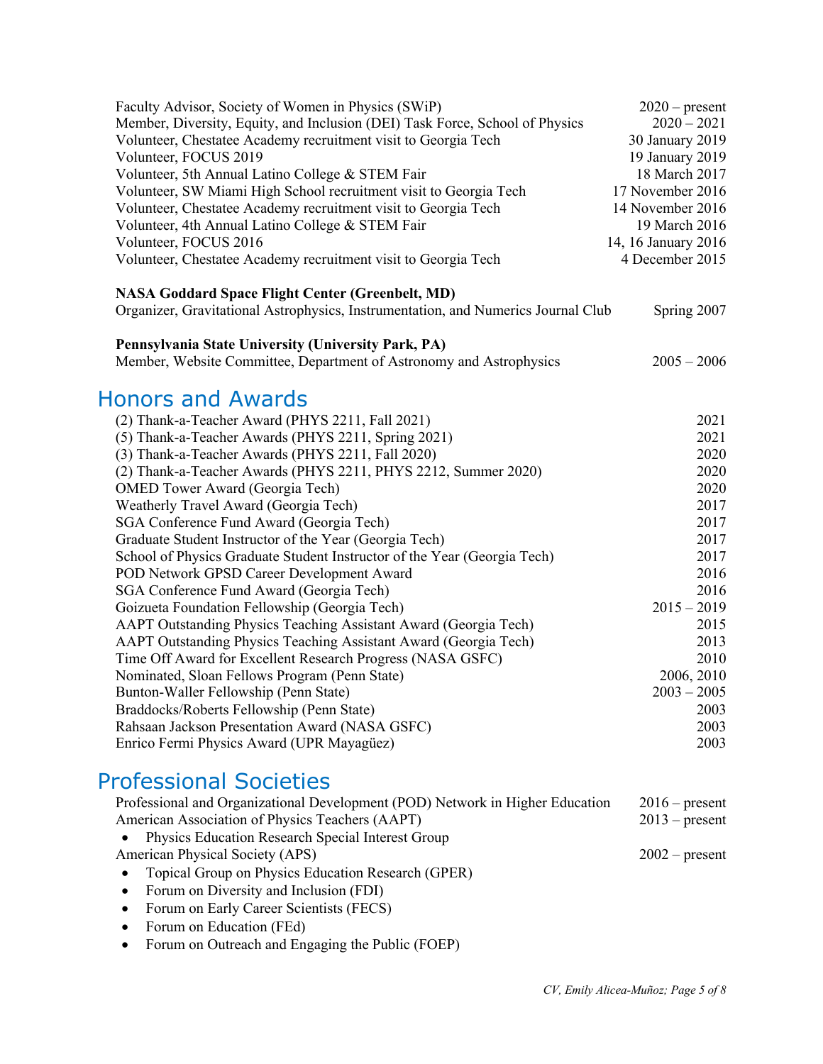Faculty Advisor, Society of Women in Physics (SWiP) 2020 – present
Member, Diversity, Equity, and Inclusion (DEI) Task Force, School of Physics 2020 – 2021
Volunteer, Chestatee Academy recruitment visit to Georgia Tech 30 January 2019
Volunteer, FOCUS 2019 19 January 2019
Volunteer, 5th Annual Latino College & STEM Fair 18 March 2017
Volunteer, SW Miami High School recruitment visit to Georgia Tech 17 November 2016
Volunteer, Chestatee Academy recruitment visit to Georgia Tech 14 November 2016
Volunteer, 4th Annual Latino College & STEM Fair 19 March 2016
Volunteer, FOCUS 2016 14, 16 January 2016
Volunteer, Chestatee Academy recruitment visit to Georgia Tech 4 December 2015

**NASA Goddard Space Flight Center (Greenbelt, MD)**
Organizer, Gravitational Astrophysics, Instrumentation, and Numerics Journal Club Spring 2007

**Pennsylvania State University (University Park, PA)**
Member, Website Committee, Department of Astronomy and Astrophysics 2005 – 2006

## Honors and Awards

(2) Thank-a-Teacher Award (PHYS 2211, Fall 2021) 2021
(5) Thank-a-Teacher Awards (PHYS 2211, Spring 2021) 2021
(3) Thank-a-Teacher Awards (PHYS 2211, Fall 2020) 2020
(2) Thank-a-Teacher Awards (PHYS 2211, PHYS 2212, Summer 2020) 2020
OMED Tower Award (Georgia Tech) 2020
Weatherly Travel Award (Georgia Tech) 2017
SGA Conference Fund Award (Georgia Tech) 2017
Graduate Student Instructor of the Year (Georgia Tech) 2017
School of Physics Graduate Student Instructor of the Year (Georgia Tech) 2017
POD Network GPSD Career Development Award 2016
SGA Conference Fund Award (Georgia Tech) 2016
Goizueta Foundation Fellowship (Georgia Tech) 2015 – 2019
AAPT Outstanding Physics Teaching Assistant Award (Georgia Tech) 2015
AAPT Outstanding Physics Teaching Assistant Award (Georgia Tech) 2013
Time Off Award for Excellent Research Progress (NASA GSFC) 2010
Nominated, Sloan Fellows Program (Penn State) 2006, 2010
Bunton-Waller Fellowship (Penn State) 2003 – 2005
Braddocks/Roberts Fellowship (Penn State) 2003
Rahsaan Jackson Presentation Award (NASA GSFC) 2003
Enrico Fermi Physics Award (UPR Mayagüez) 2003

## Professional Societies

Professional and Organizational Development (POD) Network in Higher Education 2016 – present
American Association of Physics Teachers (AAPT) 2013 – present

- Physics Education Research Special Interest Group

American Physical Society (APS) 2002 – present

- Topical Group on Physics Education Research (GPER)
- Forum on Diversity and Inclusion (FDI)
- Forum on Early Career Scientists (FECS)
- Forum on Education (FEd)
- Forum on Outreach and Engaging the Public (FOEP)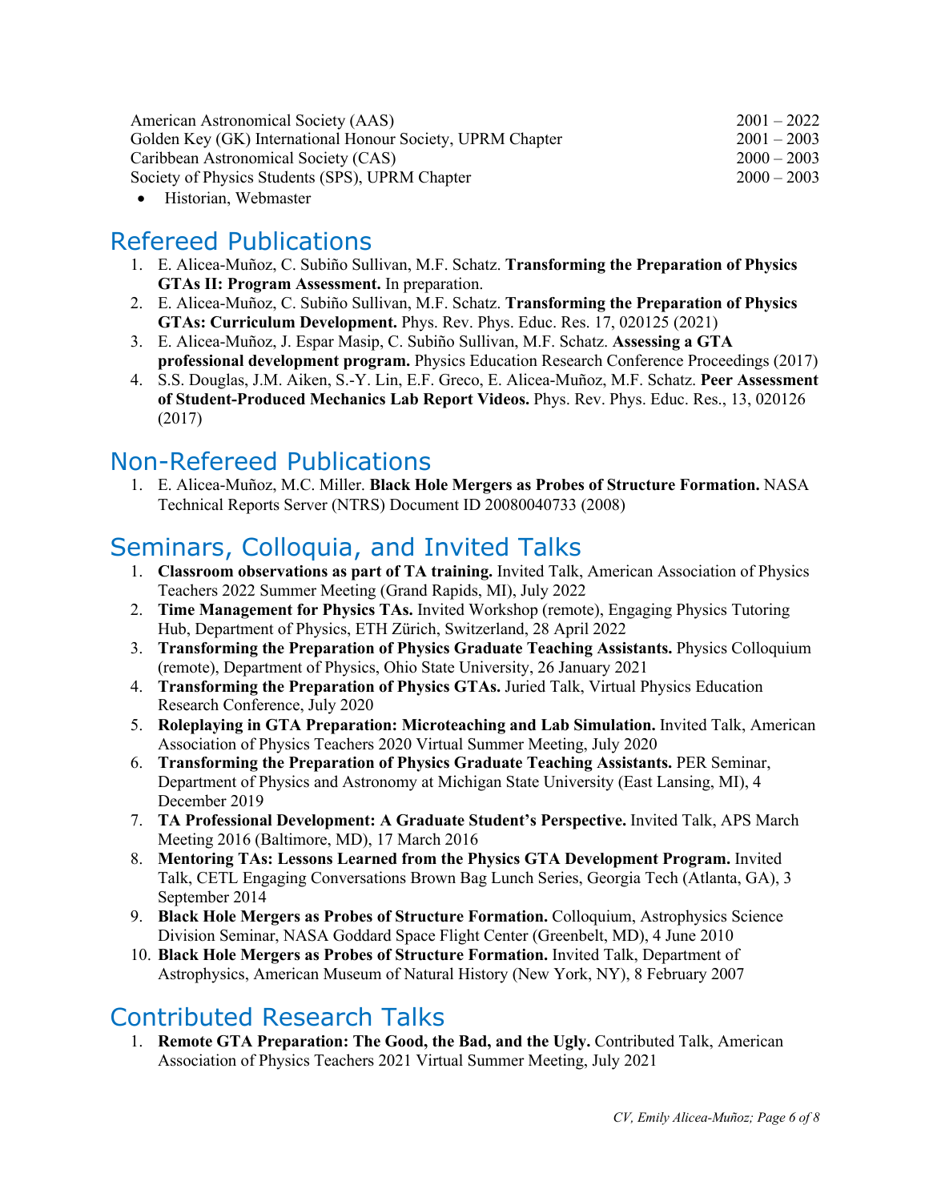American Astronomical Society (AAS) 2001 – 2022
Golden Key (GK) International Honour Society, UPRM Chapter 2001 – 2003
Caribbean Astronomical Society (CAS) 2000 – 2003
Society of Physics Students (SPS), UPRM Chapter 2000 – 2003

- Historian, Webmaster

# Refereed Publications

1. E. Alicea-Muñoz, C. Subiño Sullivan, M.F. Schatz. **Transforming the Preparation of Physics GTAs II: Program Assessment.** In preparation.
2. E. Alicea-Muñoz, C. Subiño Sullivan, M.F. Schatz. **Transforming the Preparation of Physics GTAs: Curriculum Development.** Phys. Rev. Phys. Educ. Res. 17, 020125 (2021)
3. E. Alicea-Muñoz, J. Espar Masip, C. Subiño Sullivan, M.F. Schatz. **Assessing a GTA professional development program.** Physics Education Research Conference Proceedings (2017)
4. S.S. Douglas, J.M. Aiken, S.-Y. Lin, E.F. Greco, E. Alicea-Muñoz, M.F. Schatz. **Peer Assessment of Student-Produced Mechanics Lab Report Videos.** Phys. Rev. Phys. Educ. Res., 13, 020126 (2017)

# Non-Refereed Publications

1. E. Alicea-Muñoz, M.C. Miller. **Black Hole Mergers as Probes of Structure Formation.** NASA Technical Reports Server (NTRS) Document ID 20080040733 (2008)

# Seminars, Colloquia, and Invited Talks

1. **Classroom observations as part of TA training.** Invited Talk, American Association of Physics Teachers 2022 Summer Meeting (Grand Rapids, MI), July 2022
2. **Time Management for Physics TAs.** Invited Workshop (remote), Engaging Physics Tutoring Hub, Department of Physics, ETH Zürich, Switzerland, 28 April 2022
3. **Transforming the Preparation of Physics Graduate Teaching Assistants.** Physics Colloquium (remote), Department of Physics, Ohio State University, 26 January 2021
4. **Transforming the Preparation of Physics GTAs.** Juried Talk, Virtual Physics Education Research Conference, July 2020
5. **Roleplaying in GTA Preparation: Microteaching and Lab Simulation.** Invited Talk, American Association of Physics Teachers 2020 Virtual Summer Meeting, July 2020
6. **Transforming the Preparation of Physics Graduate Teaching Assistants.** PER Seminar, Department of Physics and Astronomy at Michigan State University (East Lansing, MI), 4 December 2019
7. **TA Professional Development: A Graduate Student's Perspective.** Invited Talk, APS March Meeting 2016 (Baltimore, MD), 17 March 2016
8. **Mentoring TAs: Lessons Learned from the Physics GTA Development Program.** Invited Talk, CETL Engaging Conversations Brown Bag Lunch Series, Georgia Tech (Atlanta, GA), 3 September 2014
9. **Black Hole Mergers as Probes of Structure Formation.** Colloquium, Astrophysics Science Division Seminar, NASA Goddard Space Flight Center (Greenbelt, MD), 4 June 2010
10. **Black Hole Mergers as Probes of Structure Formation.** Invited Talk, Department of Astrophysics, American Museum of Natural History (New York, NY), 8 February 2007

# Contributed Research Talks

1. **Remote GTA Preparation: The Good, the Bad, and the Ugly.** Contributed Talk, American Association of Physics Teachers 2021 Virtual Summer Meeting, July 2021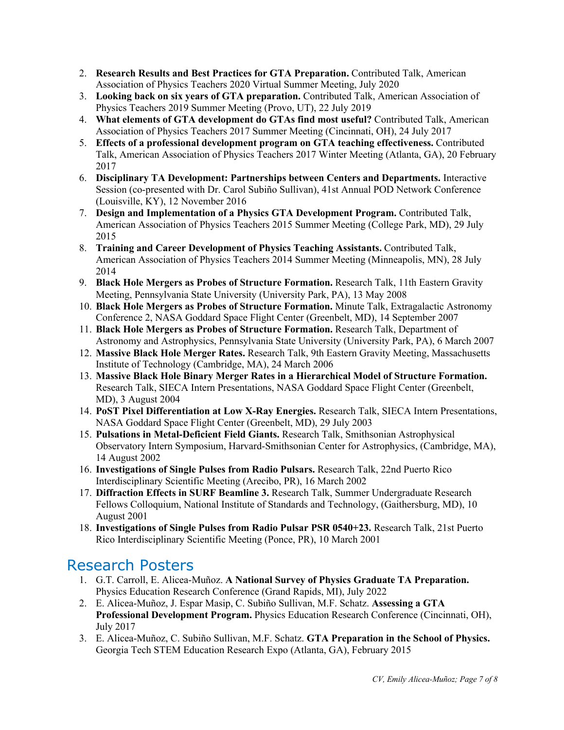2. **Research Results and Best Practices for GTA Preparation.** Contributed Talk, American Association of Physics Teachers 2020 Virtual Summer Meeting, July 2020
3. **Looking back on six years of GTA preparation.** Contributed Talk, American Association of Physics Teachers 2019 Summer Meeting (Provo, UT), 22 July 2019
4. **What elements of GTA development do GTAs find most useful?** Contributed Talk, American Association of Physics Teachers 2017 Summer Meeting (Cincinnati, OH), 24 July 2017
5. **Effects of a professional development program on GTA teaching effectiveness.** Contributed Talk, American Association of Physics Teachers 2017 Winter Meeting (Atlanta, GA), 20 February 2017
6. **Disciplinary TA Development: Partnerships between Centers and Departments.** Interactive Session (co-presented with Dr. Carol Subiño Sullivan), 41st Annual POD Network Conference (Louisville, KY), 12 November 2016
7. **Design and Implementation of a Physics GTA Development Program.** Contributed Talk, American Association of Physics Teachers 2015 Summer Meeting (College Park, MD), 29 July 2015
8. **Training and Career Development of Physics Teaching Assistants.** Contributed Talk, American Association of Physics Teachers 2014 Summer Meeting (Minneapolis, MN), 28 July 2014
9. **Black Hole Mergers as Probes of Structure Formation.** Research Talk, 11th Eastern Gravity Meeting, Pennsylvania State University (University Park, PA), 13 May 2008
10. **Black Hole Mergers as Probes of Structure Formation.** Minute Talk, Extragalactic Astronomy Conference 2, NASA Goddard Space Flight Center (Greenbelt, MD), 14 September 2007
11. **Black Hole Mergers as Probes of Structure Formation.** Research Talk, Department of Astronomy and Astrophysics, Pennsylvania State University (University Park, PA), 6 March 2007
12. **Massive Black Hole Merger Rates.** Research Talk, 9th Eastern Gravity Meeting, Massachusetts Institute of Technology (Cambridge, MA), 24 March 2006
13. **Massive Black Hole Binary Merger Rates in a Hierarchical Model of Structure Formation.** Research Talk, SIECA Intern Presentations, NASA Goddard Space Flight Center (Greenbelt, MD), 3 August 2004
14. **PoST Pixel Differentiation at Low X-Ray Energies.** Research Talk, SIECA Intern Presentations, NASA Goddard Space Flight Center (Greenbelt, MD), 29 July 2003
15. **Pulsations in Metal-Deficient Field Giants.** Research Talk, Smithsonian Astrophysical Observatory Intern Symposium, Harvard-Smithsonian Center for Astrophysics, (Cambridge, MA), 14 August 2002
16. **Investigations of Single Pulses from Radio Pulsars.** Research Talk, 22nd Puerto Rico Interdisciplinary Scientific Meeting (Arecibo, PR), 16 March 2002
17. **Diffraction Effects in SURF Beamline 3.** Research Talk, Summer Undergraduate Research Fellows Colloquium, National Institute of Standards and Technology, (Gaithersburg, MD), 10 August 2001
18. **Investigations of Single Pulses from Radio Pulsar PSR 0540+23.** Research Talk, 21st Puerto Rico Interdisciplinary Scientific Meeting (Ponce, PR), 10 March 2001

# Research Posters

1. G.T. Carroll, E. Alicea-Muñoz. **A National Survey of Physics Graduate TA Preparation.** Physics Education Research Conference (Grand Rapids, MI), July 2022
2. E. Alicea-Muñoz, J. Espar Masip, C. Subiño Sullivan, M.F. Schatz. **Assessing a GTA Professional Development Program.** Physics Education Research Conference (Cincinnati, OH), July 2017
3. E. Alicea-Muñoz, C. Subiño Sullivan, M.F. Schatz. **GTA Preparation in the School of Physics.** Georgia Tech STEM Education Research Expo (Atlanta, GA), February 2015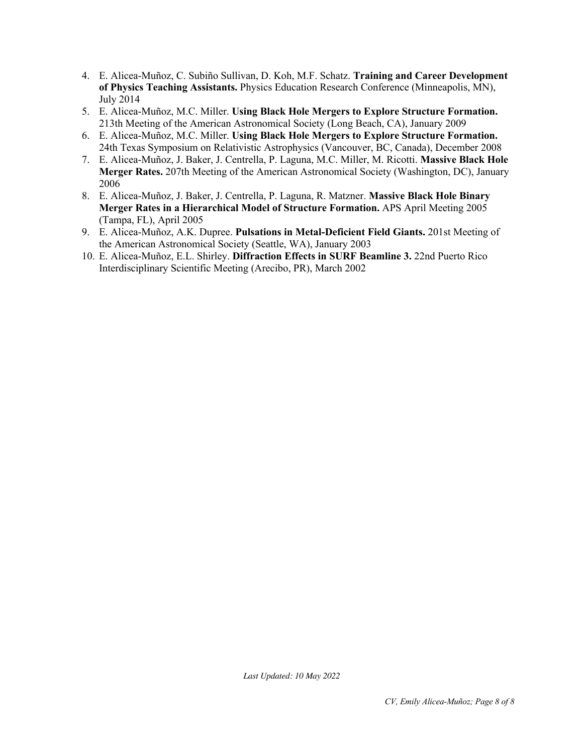4. E. Alicea-Muñoz, C. Subiño Sullivan, D. Koh, M.F. Schatz. **Training and Career Development of Physics Teaching Assistants.** Physics Education Research Conference (Minneapolis, MN), July 2014
5. E. Alicea-Muñoz, M.C. Miller. **Using Black Hole Mergers to Explore Structure Formation.** 213th Meeting of the American Astronomical Society (Long Beach, CA), January 2009
6. E. Alicea-Muñoz, M.C. Miller. **Using Black Hole Mergers to Explore Structure Formation.** 24th Texas Symposium on Relativistic Astrophysics (Vancouver, BC, Canada), December 2008
7. E. Alicea-Muñoz, J. Baker, J. Centrella, P. Laguna, M.C. Miller, M. Ricotti. **Massive Black Hole Merger Rates.** 207th Meeting of the American Astronomical Society (Washington, DC), January 2006
8. E. Alicea-Muñoz, J. Baker, J. Centrella, P. Laguna, R. Matzner. **Massive Black Hole Binary Merger Rates in a Hierarchical Model of Structure Formation.** APS April Meeting 2005 (Tampa, FL), April 2005
9. E. Alicea-Muñoz, A.K. Dupree. **Pulsations in Metal-Deficient Field Giants.** 201st Meeting of the American Astronomical Society (Seattle, WA), January 2003
10. E. Alicea-Muñoz, E.L. Shirley. **Diffraction Effects in SURF Beamline 3.** 22nd Puerto Rico Interdisciplinary Scientific Meeting (Arecibo, PR), March 2002

*Last Updated: 10 May 2022*